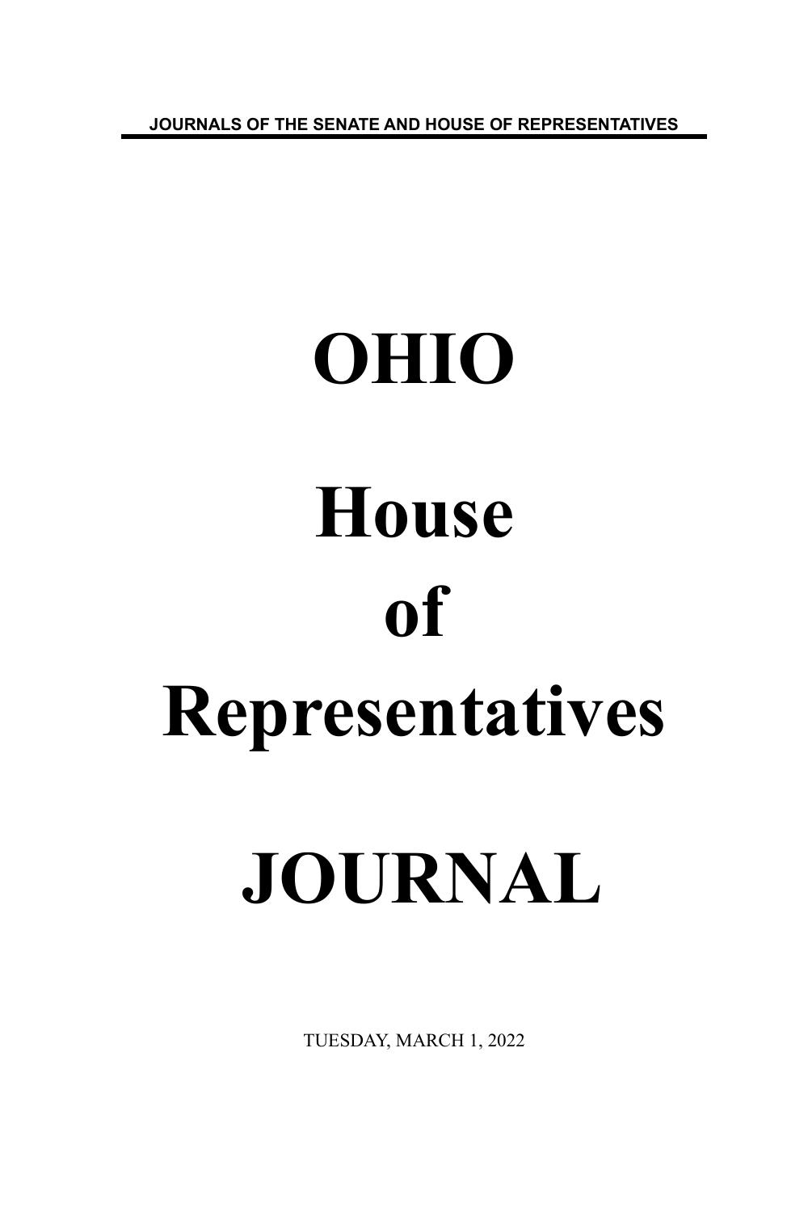JOURNALS OF THE SENATE AND HOUSE OF REPRESENTATIVES

# OHIO

# House

# of

# Representatives

# JOURNAL

TUESDAY, MARCH 1, 2022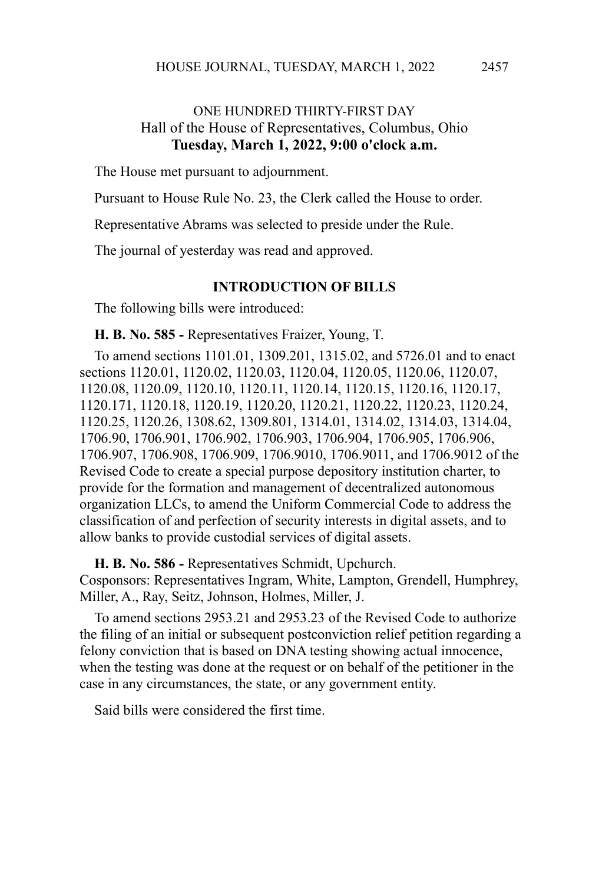ONE HUNDRED THIRTY-FIRST DAY
Hall of the House of Representatives, Columbus, Ohio
**Tuesday, March 1, 2022, 9:00 o'clock a.m.**

The House met pursuant to adjournment.

Pursuant to House Rule No. 23, the Clerk called the House to order.

Representative Abrams was selected to preside under the Rule.

The journal of yesterday was read and approved.

## INTRODUCTION OF BILLS

The following bills were introduced:

**H. B. No. 585 -** Representatives Fraizer, Young, T.

To amend sections 1101.01, 1309.201, 1315.02, and 5726.01 and to enact sections 1120.01, 1120.02, 1120.03, 1120.04, 1120.05, 1120.06, 1120.07, 1120.08, 1120.09, 1120.10, 1120.11, 1120.14, 1120.15, 1120.16, 1120.17, 1120.171, 1120.18, 1120.19, 1120.20, 1120.21, 1120.22, 1120.23, 1120.24, 1120.25, 1120.26, 1308.62, 1309.801, 1314.01, 1314.02, 1314.03, 1314.04, 1706.90, 1706.901, 1706.902, 1706.903, 1706.904, 1706.905, 1706.906, 1706.907, 1706.908, 1706.909, 1706.9010, 1706.9011, and 1706.9012 of the Revised Code to create a special purpose depository institution charter, to provide for the formation and management of decentralized autonomous organization LLCs, to amend the Uniform Commercial Code to address the classification of and perfection of security interests in digital assets, and to allow banks to provide custodial services of digital assets.

**H. B. No. 586 -** Representatives Schmidt, Upchurch.
Cosponsors: Representatives Ingram, White, Lampton, Grendell, Humphrey, Miller, A., Ray, Seitz, Johnson, Holmes, Miller, J.

To amend sections 2953.21 and 2953.23 of the Revised Code to authorize the filing of an initial or subsequent postconviction relief petition regarding a felony conviction that is based on DNA testing showing actual innocence, when the testing was done at the request or on behalf of the petitioner in the case in any circumstances, the state, or any government entity.

Said bills were considered the first time.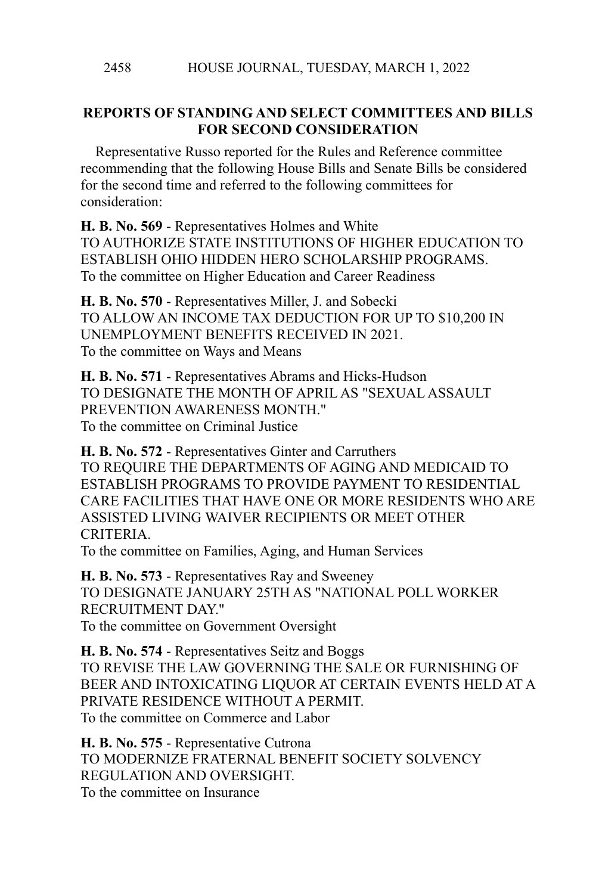## REPORTS OF STANDING AND SELECT COMMITTEES AND BILLS FOR SECOND CONSIDERATION

Representative Russo reported for the Rules and Reference committee recommending that the following House Bills and Senate Bills be considered for the second time and referred to the following committees for consideration:

**H. B. No. 569** - Representatives Holmes and White
TO AUTHORIZE STATE INSTITUTIONS OF HIGHER EDUCATION TO ESTABLISH OHIO HIDDEN HERO SCHOLARSHIP PROGRAMS.
To the committee on Higher Education and Career Readiness

**H. B. No. 570** - Representatives Miller, J. and Sobecki
TO ALLOW AN INCOME TAX DEDUCTION FOR UP TO $10,200 IN UNEMPLOYMENT BENEFITS RECEIVED IN 2021.
To the committee on Ways and Means

**H. B. No. 571** - Representatives Abrams and Hicks-Hudson
TO DESIGNATE THE MONTH OF APRIL AS "SEXUAL ASSAULT PREVENTION AWARENESS MONTH."
To the committee on Criminal Justice

**H. B. No. 572** - Representatives Ginter and Carruthers
TO REQUIRE THE DEPARTMENTS OF AGING AND MEDICAID TO ESTABLISH PROGRAMS TO PROVIDE PAYMENT TO RESIDENTIAL CARE FACILITIES THAT HAVE ONE OR MORE RESIDENTS WHO ARE ASSISTED LIVING WAIVER RECIPIENTS OR MEET OTHER CRITERIA.
To the committee on Families, Aging, and Human Services

**H. B. No. 573** - Representatives Ray and Sweeney
TO DESIGNATE JANUARY 25TH AS "NATIONAL POLL WORKER RECRUITMENT DAY."
To the committee on Government Oversight

**H. B. No. 574** - Representatives Seitz and Boggs
TO REVISE THE LAW GOVERNING THE SALE OR FURNISHING OF BEER AND INTOXICATING LIQUOR AT CERTAIN EVENTS HELD AT A PRIVATE RESIDENCE WITHOUT A PERMIT.
To the committee on Commerce and Labor

**H. B. No. 575** - Representative Cutrona
TO MODERNIZE FRATERNAL BENEFIT SOCIETY SOLVENCY REGULATION AND OVERSIGHT.
To the committee on Insurance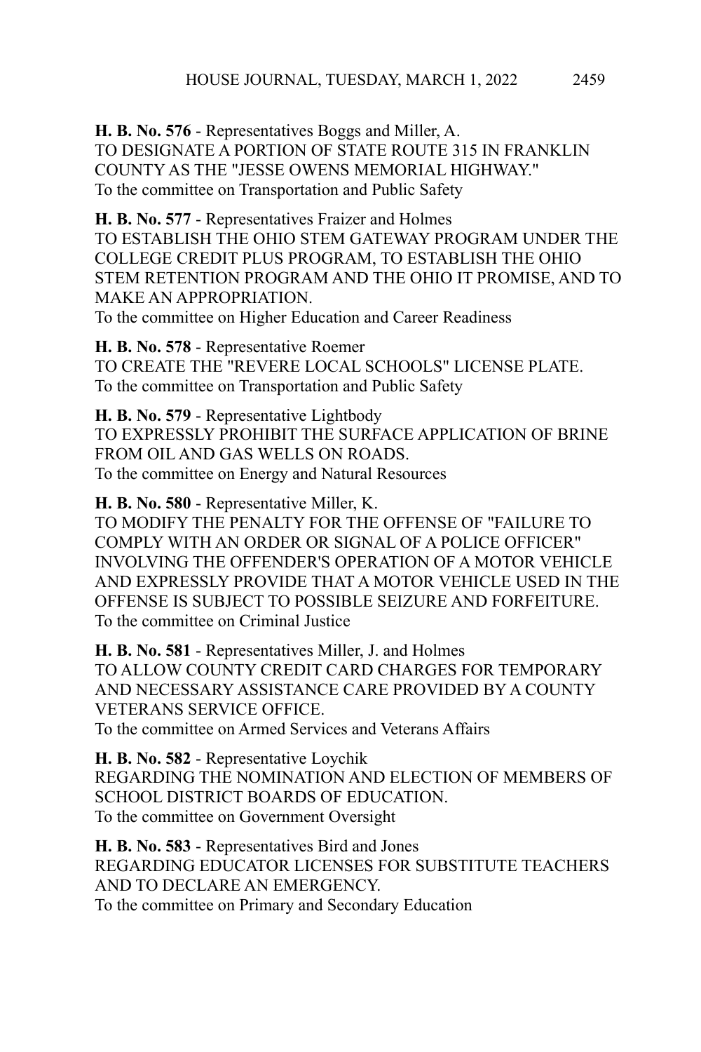**H. B. No. 576** - Representatives Boggs and Miller, A.
TO DESIGNATE A PORTION OF STATE ROUTE 315 IN FRANKLIN COUNTY AS THE "JESSE OWENS MEMORIAL HIGHWAY."
To the committee on Transportation and Public Safety

**H. B. No. 577** - Representatives Fraizer and Holmes
TO ESTABLISH THE OHIO STEM GATEWAY PROGRAM UNDER THE COLLEGE CREDIT PLUS PROGRAM, TO ESTABLISH THE OHIO STEM RETENTION PROGRAM AND THE OHIO IT PROMISE, AND TO MAKE AN APPROPRIATION.
To the committee on Higher Education and Career Readiness

**H. B. No. 578** - Representative Roemer
TO CREATE THE "REVERE LOCAL SCHOOLS" LICENSE PLATE.
To the committee on Transportation and Public Safety

**H. B. No. 579** - Representative Lightbody
TO EXPRESSLY PROHIBIT THE SURFACE APPLICATION OF BRINE FROM OIL AND GAS WELLS ON ROADS.
To the committee on Energy and Natural Resources

**H. B. No. 580** - Representative Miller, K.
TO MODIFY THE PENALTY FOR THE OFFENSE OF "FAILURE TO COMPLY WITH AN ORDER OR SIGNAL OF A POLICE OFFICER" INVOLVING THE OFFENDER'S OPERATION OF A MOTOR VEHICLE AND EXPRESSLY PROVIDE THAT A MOTOR VEHICLE USED IN THE OFFENSE IS SUBJECT TO POSSIBLE SEIZURE AND FORFEITURE.
To the committee on Criminal Justice

**H. B. No. 581** - Representatives Miller, J. and Holmes
TO ALLOW COUNTY CREDIT CARD CHARGES FOR TEMPORARY AND NECESSARY ASSISTANCE CARE PROVIDED BY A COUNTY VETERANS SERVICE OFFICE.
To the committee on Armed Services and Veterans Affairs

**H. B. No. 582** - Representative Loychik
REGARDING THE NOMINATION AND ELECTION OF MEMBERS OF SCHOOL DISTRICT BOARDS OF EDUCATION.
To the committee on Government Oversight

**H. B. No. 583** - Representatives Bird and Jones
REGARDING EDUCATOR LICENSES FOR SUBSTITUTE TEACHERS AND TO DECLARE AN EMERGENCY.
To the committee on Primary and Secondary Education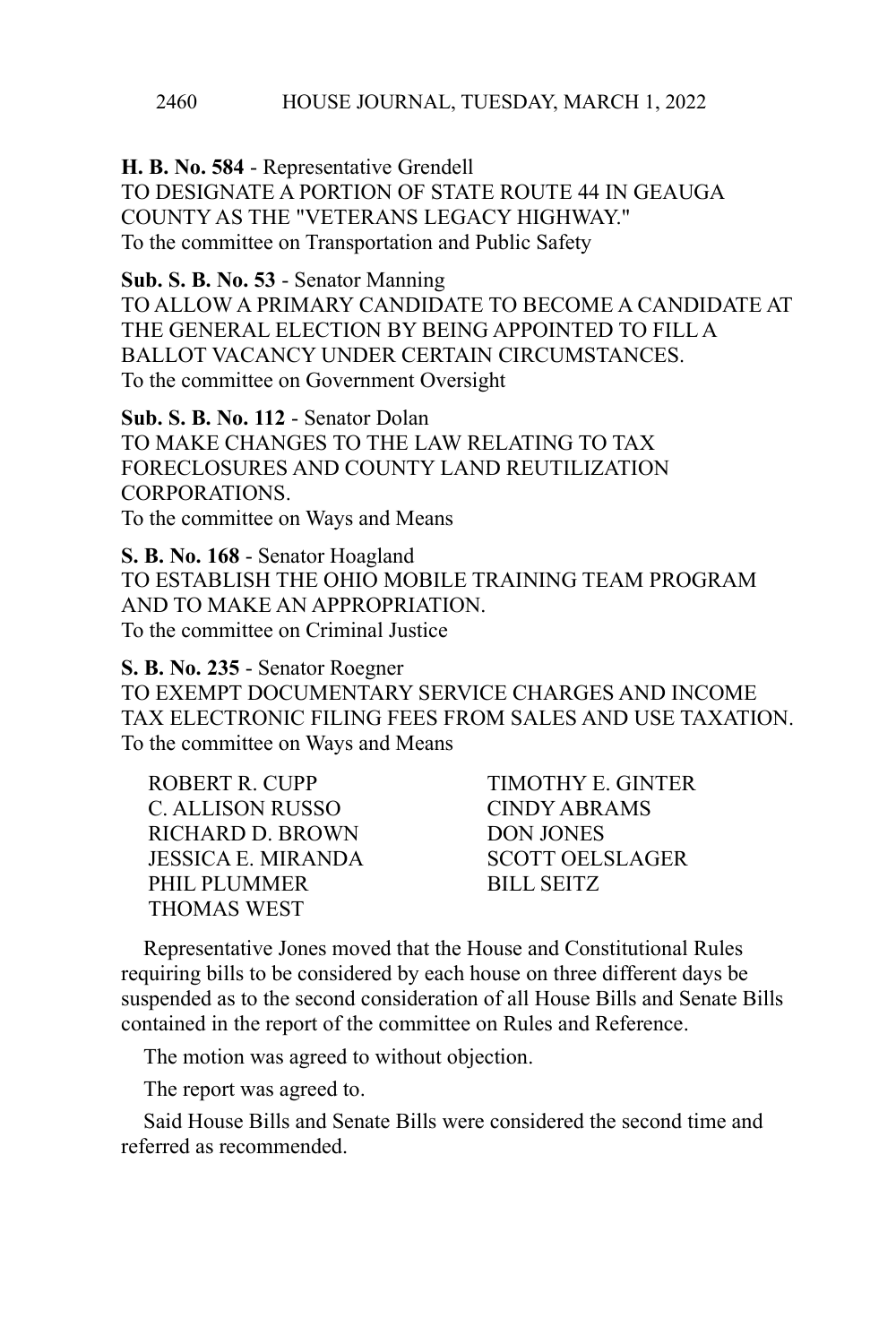**H. B. No. 584** - Representative Grendell
TO DESIGNATE A PORTION OF STATE ROUTE 44 IN GEAUGA COUNTY AS THE "VETERANS LEGACY HIGHWAY."
To the committee on Transportation and Public Safety

**Sub. S. B. No. 53** - Senator Manning
TO ALLOW A PRIMARY CANDIDATE TO BECOME A CANDIDATE AT THE GENERAL ELECTION BY BEING APPOINTED TO FILL A BALLOT VACANCY UNDER CERTAIN CIRCUMSTANCES.
To the committee on Government Oversight

**Sub. S. B. No. 112** - Senator Dolan
TO MAKE CHANGES TO THE LAW RELATING TO TAX FORECLOSURES AND COUNTY LAND REUTILIZATION CORPORATIONS.
To the committee on Ways and Means

**S. B. No. 168** - Senator Hoagland
TO ESTABLISH THE OHIO MOBILE TRAINING TEAM PROGRAM AND TO MAKE AN APPROPRIATION.
To the committee on Criminal Justice

**S. B. No. 235** - Senator Roegner
TO EXEMPT DOCUMENTARY SERVICE CHARGES AND INCOME TAX ELECTRONIC FILING FEES FROM SALES AND USE TAXATION.
To the committee on Ways and Means

ROBERT R. CUPP
TIMOTHY E. GINTER
C. ALLISON RUSSO
CINDY ABRAMS
RICHARD D. BROWN
DON JONES
JESSICA E. MIRANDA
SCOTT OELSLAGER
PHIL PLUMMER
BILL SEITZ
THOMAS WEST

Representative Jones moved that the House and Constitutional Rules requiring bills to be considered by each house on three different days be suspended as to the second consideration of all House Bills and Senate Bills contained in the report of the committee on Rules and Reference.

The motion was agreed to without objection.

The report was agreed to.

Said House Bills and Senate Bills were considered the second time and referred as recommended.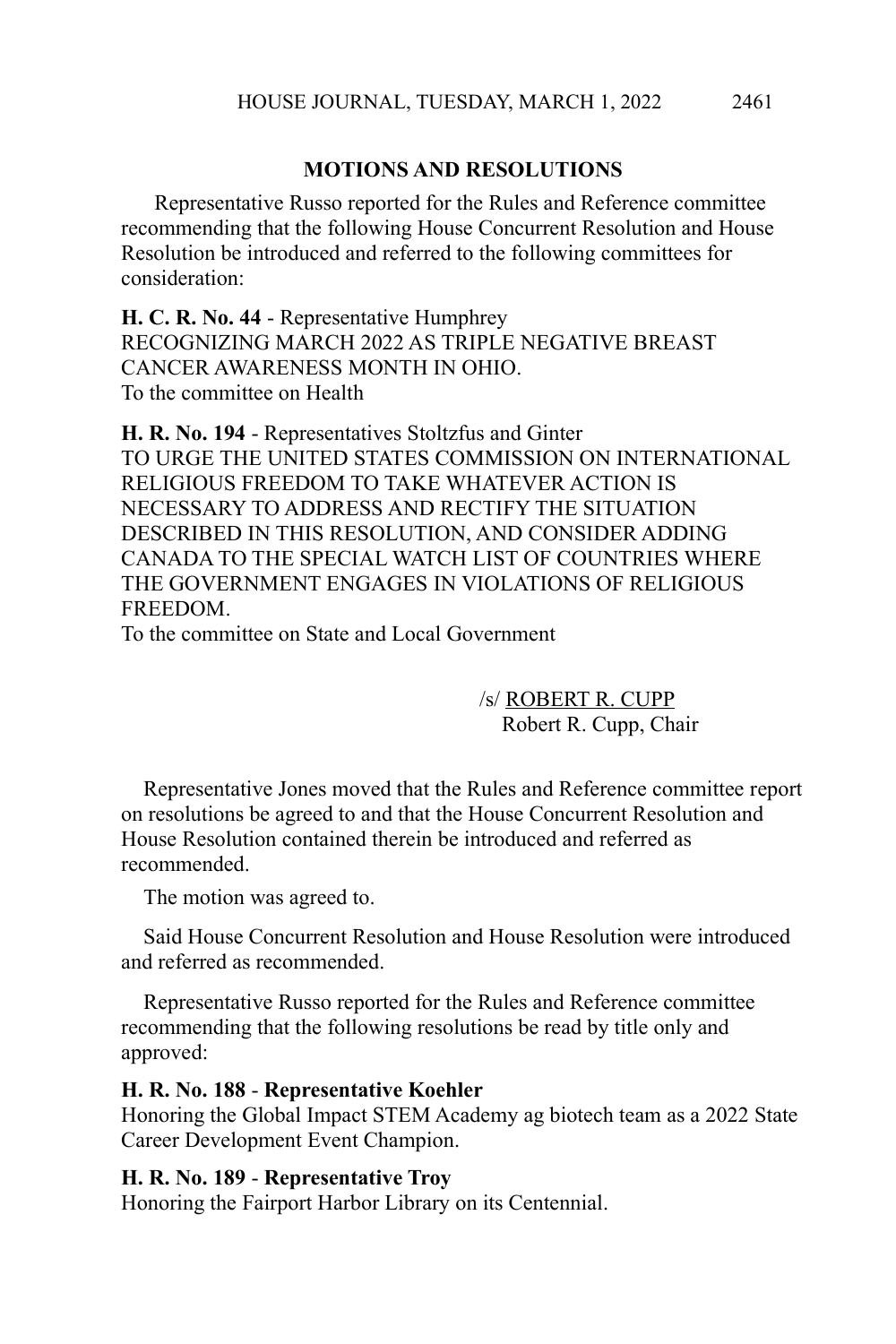## MOTIONS AND RESOLUTIONS

Representative Russo reported for the Rules and Reference committee recommending that the following House Concurrent Resolution and House Resolution be introduced and referred to the following committees for consideration:

**H. C. R. No. 44** - Representative Humphrey
RECOGNIZING MARCH 2022 AS TRIPLE NEGATIVE BREAST CANCER AWARENESS MONTH IN OHIO.
To the committee on Health

**H. R. No. 194** - Representatives Stoltzfus and Ginter
TO URGE THE UNITED STATES COMMISSION ON INTERNATIONAL RELIGIOUS FREEDOM TO TAKE WHATEVER ACTION IS NECESSARY TO ADDRESS AND RECTIFY THE SITUATION DESCRIBED IN THIS RESOLUTION, AND CONSIDER ADDING CANADA TO THE SPECIAL WATCH LIST OF COUNTRIES WHERE THE GOVERNMENT ENGAGES IN VIOLATIONS OF RELIGIOUS FREEDOM.
To the committee on State and Local Government

/s/ ROBERT R. CUPP
Robert R. Cupp, Chair

Representative Jones moved that the Rules and Reference committee report on resolutions be agreed to and that the House Concurrent Resolution and House Resolution contained therein be introduced and referred as recommended.

The motion was agreed to.

Said House Concurrent Resolution and House Resolution were introduced and referred as recommended.

Representative Russo reported for the Rules and Reference committee recommending that the following resolutions be read by title only and approved:

**H. R. No. 188** - **Representative Koehler**
Honoring the Global Impact STEM Academy ag biotech team as a 2022 State Career Development Event Champion.

**H. R. No. 189** - **Representative Troy**
Honoring the Fairport Harbor Library on its Centennial.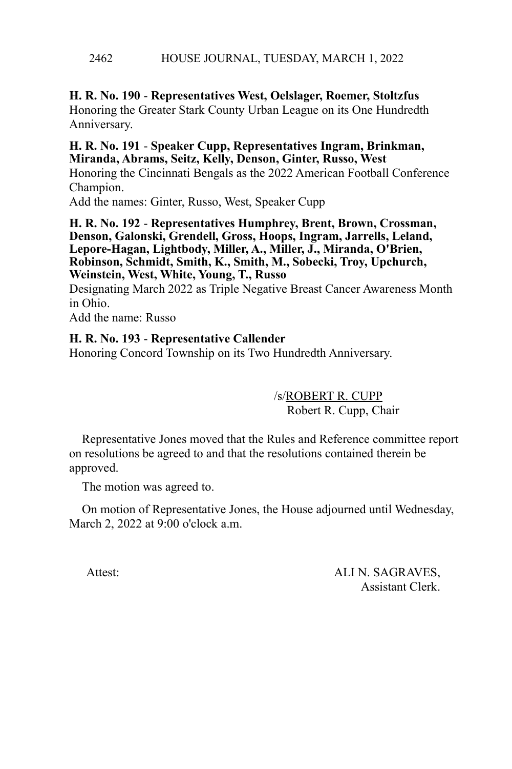**H. R. No. 190** - **Representatives West, Oelslager, Roemer, Stoltzfus**
Honoring the Greater Stark County Urban League on its One Hundredth Anniversary.

**H. R. No. 191** - **Speaker Cupp, Representatives Ingram, Brinkman, Miranda, Abrams, Seitz, Kelly, Denson, Ginter, Russo, West**
Honoring the Cincinnati Bengals as the 2022 American Football Conference Champion.
Add the names: Ginter, Russo, West, Speaker Cupp

**H. R. No. 192** - **Representatives Humphrey, Brent, Brown, Crossman, Denson, Galonski, Grendell, Gross, Hoops, Ingram, Jarrells, Leland, Lepore-Hagan, Lightbody, Miller, A., Miller, J., Miranda, O'Brien, Robinson, Schmidt, Smith, K., Smith, M., Sobecki, Troy, Upchurch, Weinstein, West, White, Young, T., Russo**
Designating March 2022 as Triple Negative Breast Cancer Awareness Month in Ohio.
Add the name: Russo

**H. R. No. 193** - **Representative Callender**
Honoring Concord Township on its Two Hundredth Anniversary.

/s/ROBERT R. CUPP
Robert R. Cupp, Chair

Representative Jones moved that the Rules and Reference committee report on resolutions be agreed to and that the resolutions contained therein be approved.

The motion was agreed to.

On motion of Representative Jones, the House adjourned until Wednesday, March 2, 2022 at 9:00 o'clock a.m.

Attest: ALI N. SAGRAVES,
Assistant Clerk.